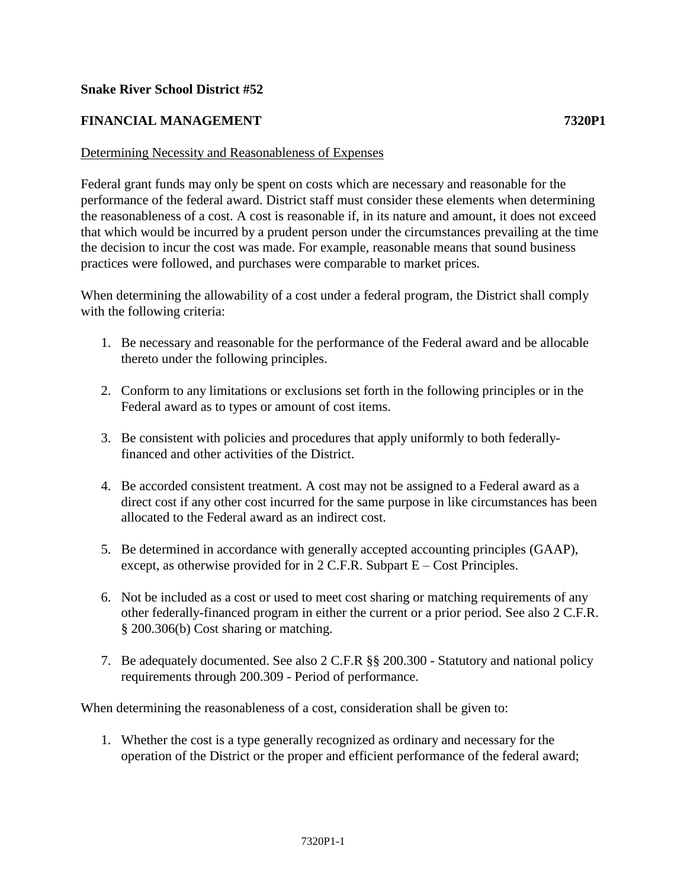**Snake River School District #52**

**FINANCIAL MANAGEMENT 7320P1**

Determining Necessity and Reasonableness of Expenses

Federal grant funds may only be spent on costs which are necessary and reasonable for the performance of the federal award. District staff must consider these elements when determining the reasonableness of a cost. A cost is reasonable if, in its nature and amount, it does not exceed that which would be incurred by a prudent person under the circumstances prevailing at the time the decision to incur the cost was made. For example, reasonable means that sound business practices were followed, and purchases were comparable to market prices.

When determining the allowability of a cost under a federal program, the District shall comply with the following criteria:

1. Be necessary and reasonable for the performance of the Federal award and be allocable thereto under the following principles.

2. Conform to any limitations or exclusions set forth in the following principles or in the Federal award as to types or amount of cost items.

3. Be consistent with policies and procedures that apply uniformly to both federally-financed and other activities of the District.

4. Be accorded consistent treatment. A cost may not be assigned to a Federal award as a direct cost if any other cost incurred for the same purpose in like circumstances has been allocated to the Federal award as an indirect cost.

5. Be determined in accordance with generally accepted accounting principles (GAAP), except, as otherwise provided for in 2 C.F.R. Subpart E – Cost Principles.

6. Not be included as a cost or used to meet cost sharing or matching requirements of any other federally-financed program in either the current or a prior period. See also 2 C.F.R. § 200.306(b) Cost sharing or matching.

7. Be adequately documented. See also 2 C.F.R §§ 200.300 - Statutory and national policy requirements through 200.309 - Period of performance.

When determining the reasonableness of a cost, consideration shall be given to:

1. Whether the cost is a type generally recognized as ordinary and necessary for the operation of the District or the proper and efficient performance of the federal award;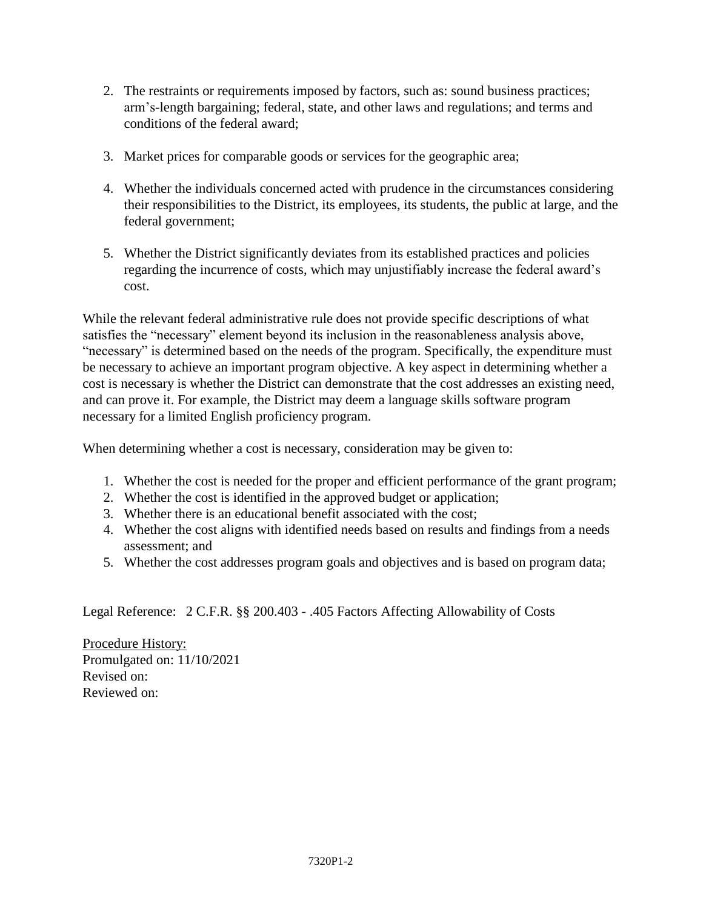2. The restraints or requirements imposed by factors, such as: sound business practices; arm's-length bargaining; federal, state, and other laws and regulations; and terms and conditions of the federal award;

3. Market prices for comparable goods or services for the geographic area;

4. Whether the individuals concerned acted with prudence in the circumstances considering their responsibilities to the District, its employees, its students, the public at large, and the federal government;

5. Whether the District significantly deviates from its established practices and policies regarding the incurrence of costs, which may unjustifiably increase the federal award's cost.

While the relevant federal administrative rule does not provide specific descriptions of what satisfies the "necessary" element beyond its inclusion in the reasonableness analysis above, "necessary" is determined based on the needs of the program. Specifically, the expenditure must be necessary to achieve an important program objective. A key aspect in determining whether a cost is necessary is whether the District can demonstrate that the cost addresses an existing need, and can prove it. For example, the District may deem a language skills software program necessary for a limited English proficiency program.

When determining whether a cost is necessary, consideration may be given to:

1. Whether the cost is needed for the proper and efficient performance of the grant program;
2. Whether the cost is identified in the approved budget or application;
3. Whether there is an educational benefit associated with the cost;
4. Whether the cost aligns with identified needs based on results and findings from a needs assessment; and
5. Whether the cost addresses program goals and objectives and is based on program data;

Legal Reference: 2 C.F.R. §§ 200.403 - .405 Factors Affecting Allowability of Costs

<u>Procedure History:</u>
Promulgated on: 11/10/2021
Revised on:
Reviewed on: